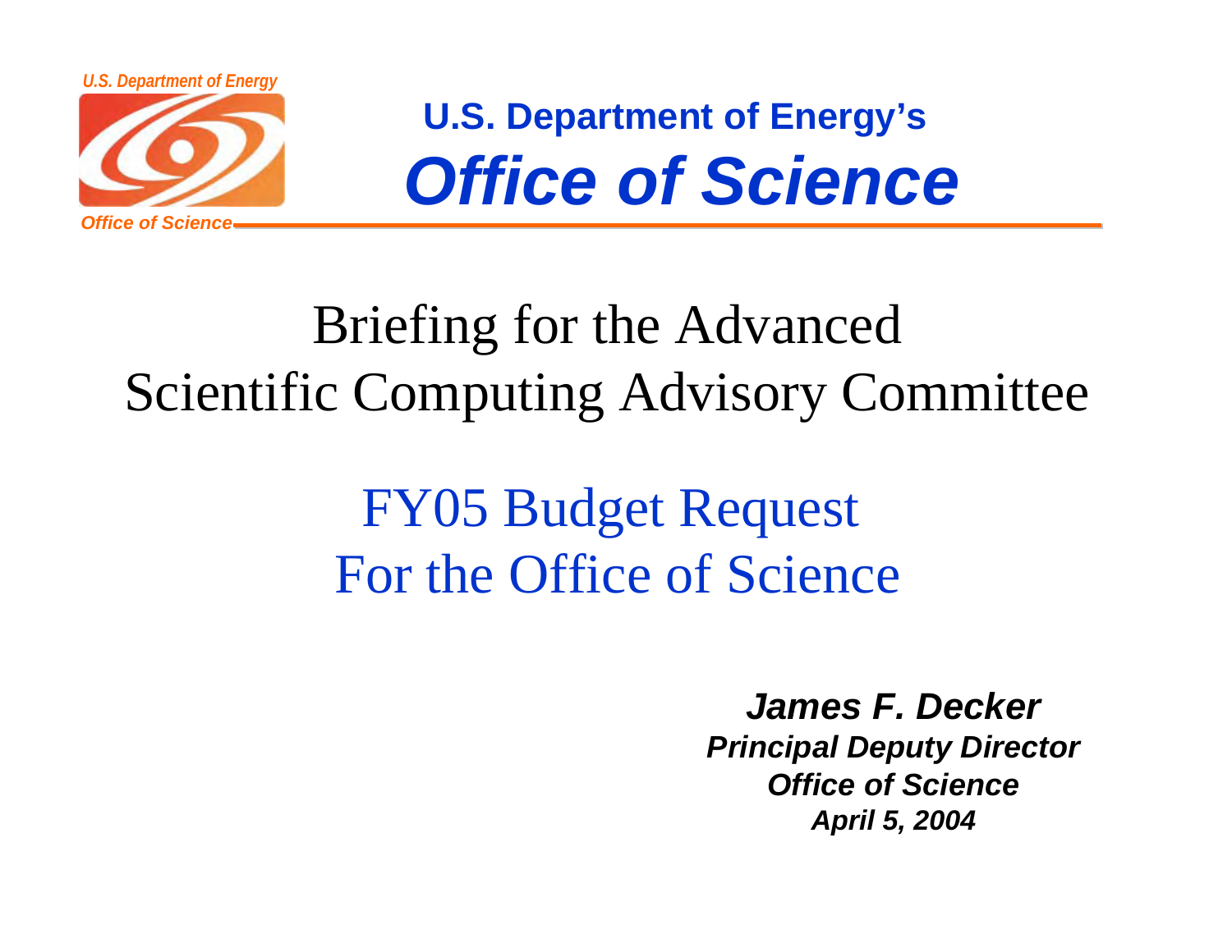U.S. Department of Energy

Office of Science

## U.S. Department of Energy's

# *Office of Science*

# Briefing for the Advanced Scientific Computing Advisory Committee

## FY05 Budget Request For the Office of Science

***James F. Decker***
***Principal Deputy Director***
***Office of Science***
***April 5, 2004***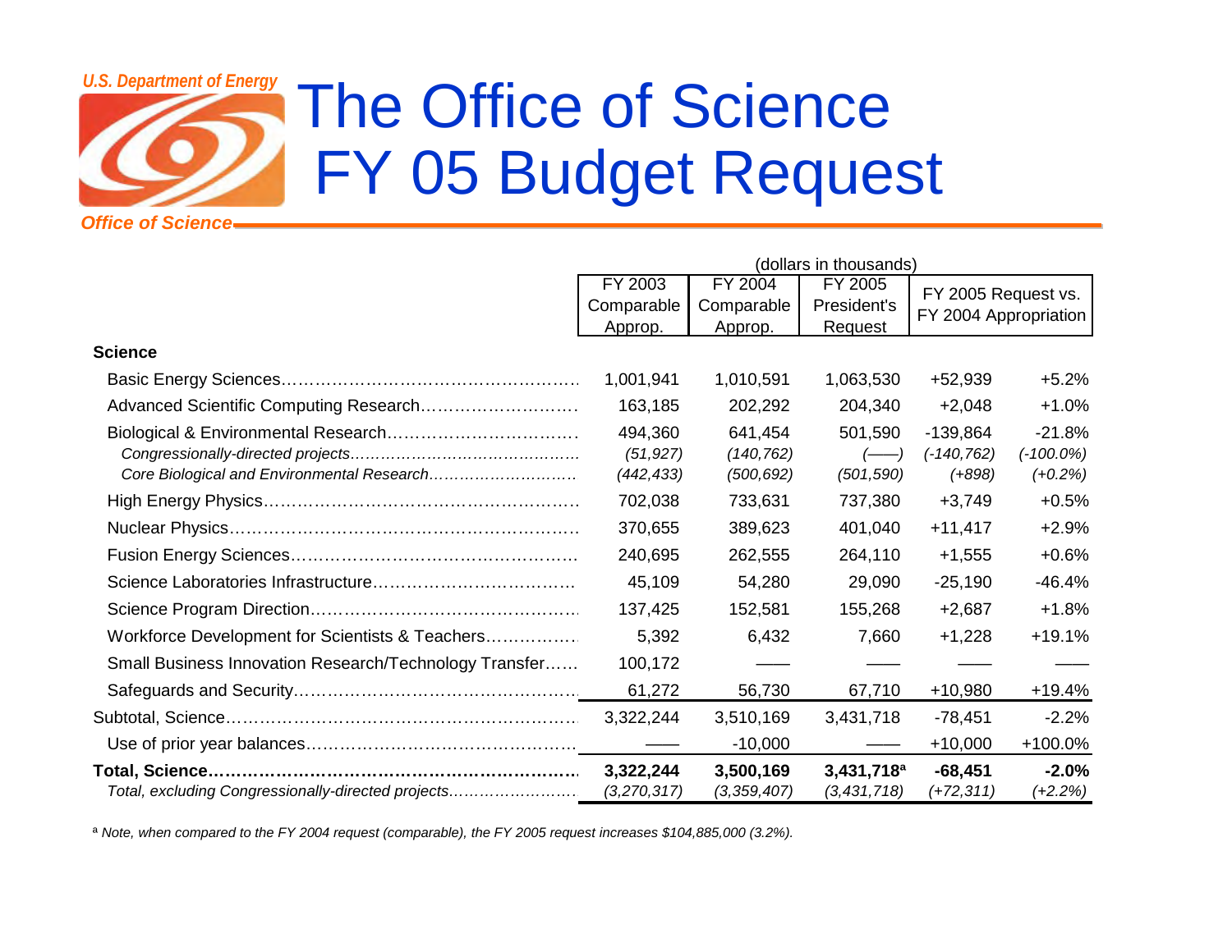# The Office of Science FY 05 Budget Request

(dollars in thousands)

| | FY 2003 Comparable Approp. | FY 2004 Comparable Approp. | FY 2005 President's Request | FY 2005 Request vs. FY 2004 Appropriation | |
|---|---|---|---|---|---|
| **Science** | | | | | |
| Basic Energy Sciences | 1,001,941 | 1,010,591 | 1,063,530 | +52,939 | +5.2% |
| Advanced Scientific Computing Research | 163,185 | 202,292 | 204,340 | +2,048 | +1.0% |
| Biological & Environmental Research | 494,360 | 641,454 | 501,590 | -139,864 | -21.8% |
| *Congressionally-directed projects* | *(51,927)* | *(140,762)* | *(——)* | *(-140,762)* | *(-100.0%)* |
| *Core Biological and Environmental Research* | *(442,433)* | *(500,692)* | *(501,590)* | *(+898)* | *(+0.2%)* |
| High Energy Physics | 702,038 | 733,631 | 737,380 | +3,749 | +0.5% |
| Nuclear Physics | 370,655 | 389,623 | 401,040 | +11,417 | +2.9% |
| Fusion Energy Sciences | 240,695 | 262,555 | 264,110 | +1,555 | +0.6% |
| Science Laboratories Infrastructure | 45,109 | 54,280 | 29,090 | -25,190 | -46.4% |
| Science Program Direction | 137,425 | 152,581 | 155,268 | +2,687 | +1.8% |
| Workforce Development for Scientists & Teachers | 5,392 | 6,432 | 7,660 | +1,228 | +19.1% |
| Small Business Innovation Research/Technology Transfer | 100,172 | —— | —— | —— | —— |
| Safeguards and Security | 61,272 | 56,730 | 67,710 | +10,980 | +19.4% |
| Subtotal, Science | 3,322,244 | 3,510,169 | 3,431,718 | -78,451 | -2.2% |
| Use of prior year balances | —— | -10,000 | —— | +10,000 | +100.0% |
| **Total, Science** | **3,322,244** | **3,500,169** | **3,431,718[a]** | **-68,451** | **-2.0%** |
| *Total, excluding Congressionally-directed projects* | *(3,270,317)* | *(3,359,407)* | *(3,431,718)* | *(+72,311)* | *(+2.2%)* |

[a] *Note, when compared to the FY 2004 request (comparable), the FY 2005 request increases $104,885,000 (3.2%).*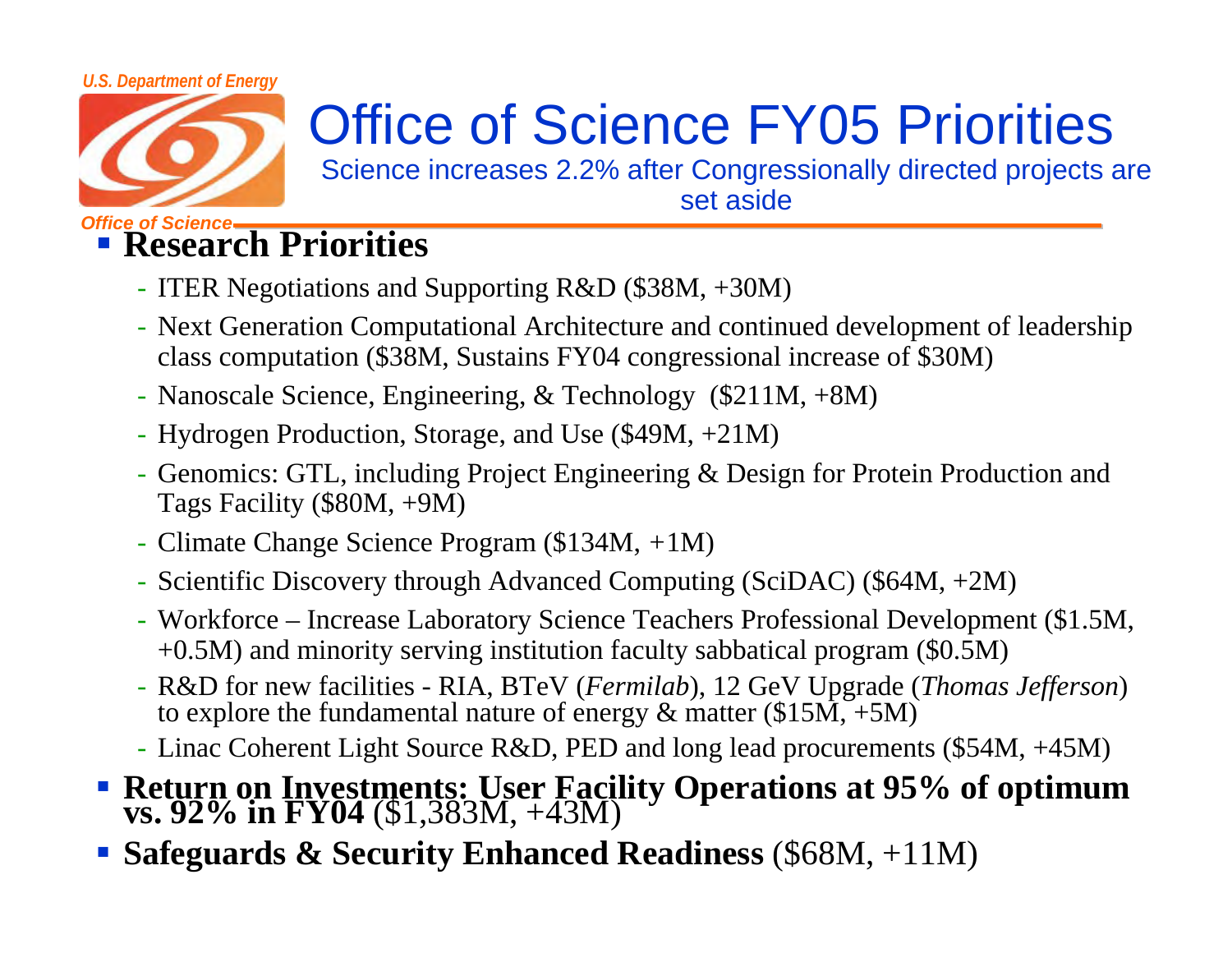# Office of Science FY05 Priorities

Science increases 2.2% after Congressionally directed projects are set aside

- **Research Priorities**
  - ITER Negotiations and Supporting R&D ($38M, +30M)
  - Next Generation Computational Architecture and continued development of leadership class computation ($38M, Sustains FY04 congressional increase of $30M)
  - Nanoscale Science, Engineering, & Technology ($211M, +8M)
  - Hydrogen Production, Storage, and Use ($49M, +21M)
  - Genomics: GTL, including Project Engineering & Design for Protein Production and Tags Facility ($80M, +9M)
  - Climate Change Science Program ($134M, +1M)
  - Scientific Discovery through Advanced Computing (SciDAC) ($64M, +2M)
  - Workforce – Increase Laboratory Science Teachers Professional Development ($1.5M, +0.5M) and minority serving institution faculty sabbatical program ($0.5M)
  - R&D for new facilities - RIA, BTeV (*Fermilab*), 12 GeV Upgrade (*Thomas Jefferson*) to explore the fundamental nature of energy & matter ($15M, +5M)
  - Linac Coherent Light Source R&D, PED and long lead procurements ($54M, +45M)
- **Return on Investments: User Facility Operations at 95% of optimum vs. 92% in FY04** ($1,383M, +43M)
- **Safeguards & Security Enhanced Readiness** ($68M, +11M)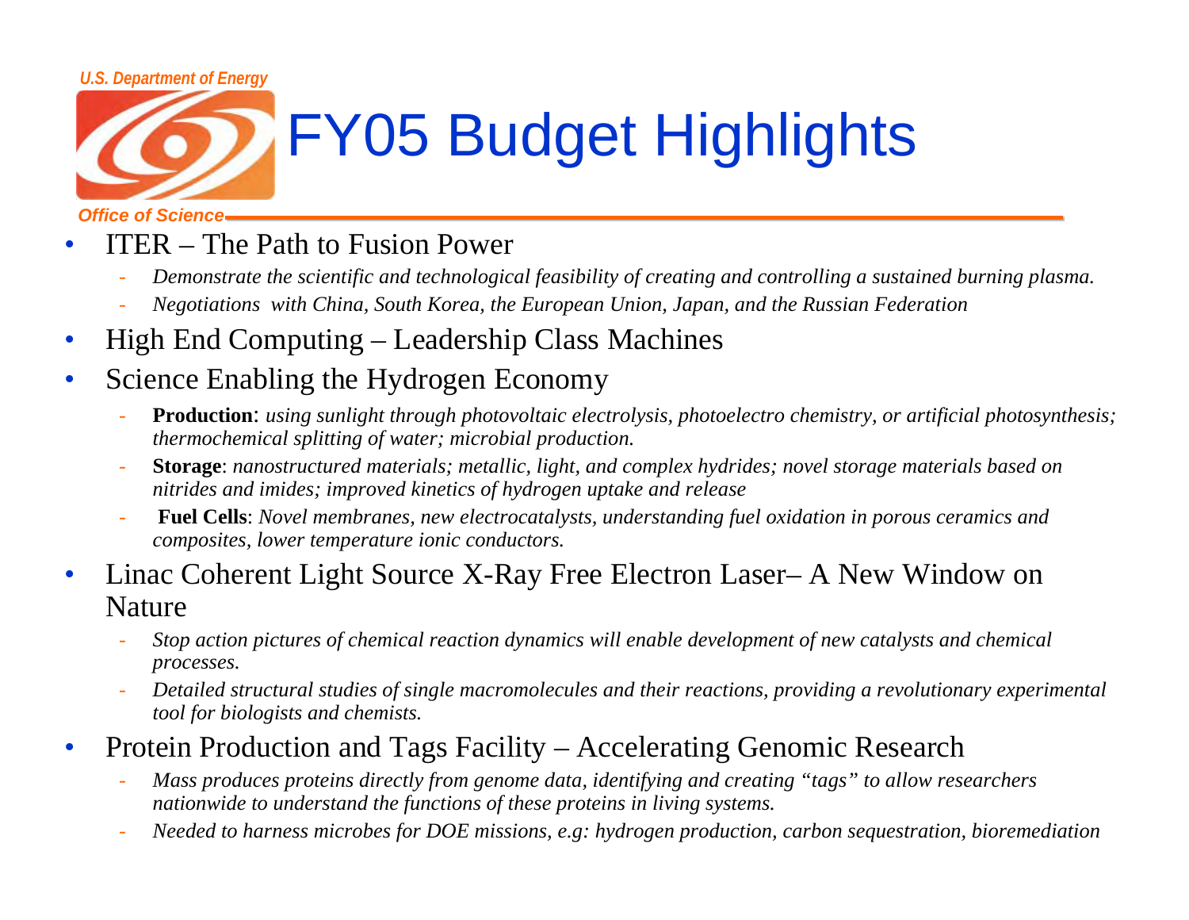# FY05 Budget Highlights

- ITER – The Path to Fusion Power
  - *Demonstrate the scientific and technological feasibility of creating and controlling a sustained burning plasma.*
  - *Negotiations with China, South Korea, the European Union, Japan, and the Russian Federation*
- High End Computing – Leadership Class Machines
- Science Enabling the Hydrogen Economy
  - **Production**: *using sunlight through photovoltaic electrolysis, photoelectro chemistry, or artificial photosynthesis; thermochemical splitting of water; microbial production.*
  - **Storage**: *nanostructured materials; metallic, light, and complex hydrides; novel storage materials based on nitrides and imides; improved kinetics of hydrogen uptake and release*
  - **Fuel Cells**: *Novel membranes, new electrocatalysts, understanding fuel oxidation in porous ceramics and composites, lower temperature ionic conductors.*
- Linac Coherent Light Source X-Ray Free Electron Laser– A New Window on Nature
  - *Stop action pictures of chemical reaction dynamics will enable development of new catalysts and chemical processes.*
  - *Detailed structural studies of single macromolecules and their reactions, providing a revolutionary experimental tool for biologists and chemists.*
- Protein Production and Tags Facility – Accelerating Genomic Research
  - *Mass produces proteins directly from genome data, identifying and creating "tags" to allow researchers nationwide to understand the functions of these proteins in living systems.*
  - *Needed to harness microbes for DOE missions, e.g: hydrogen production, carbon sequestration, bioremediation*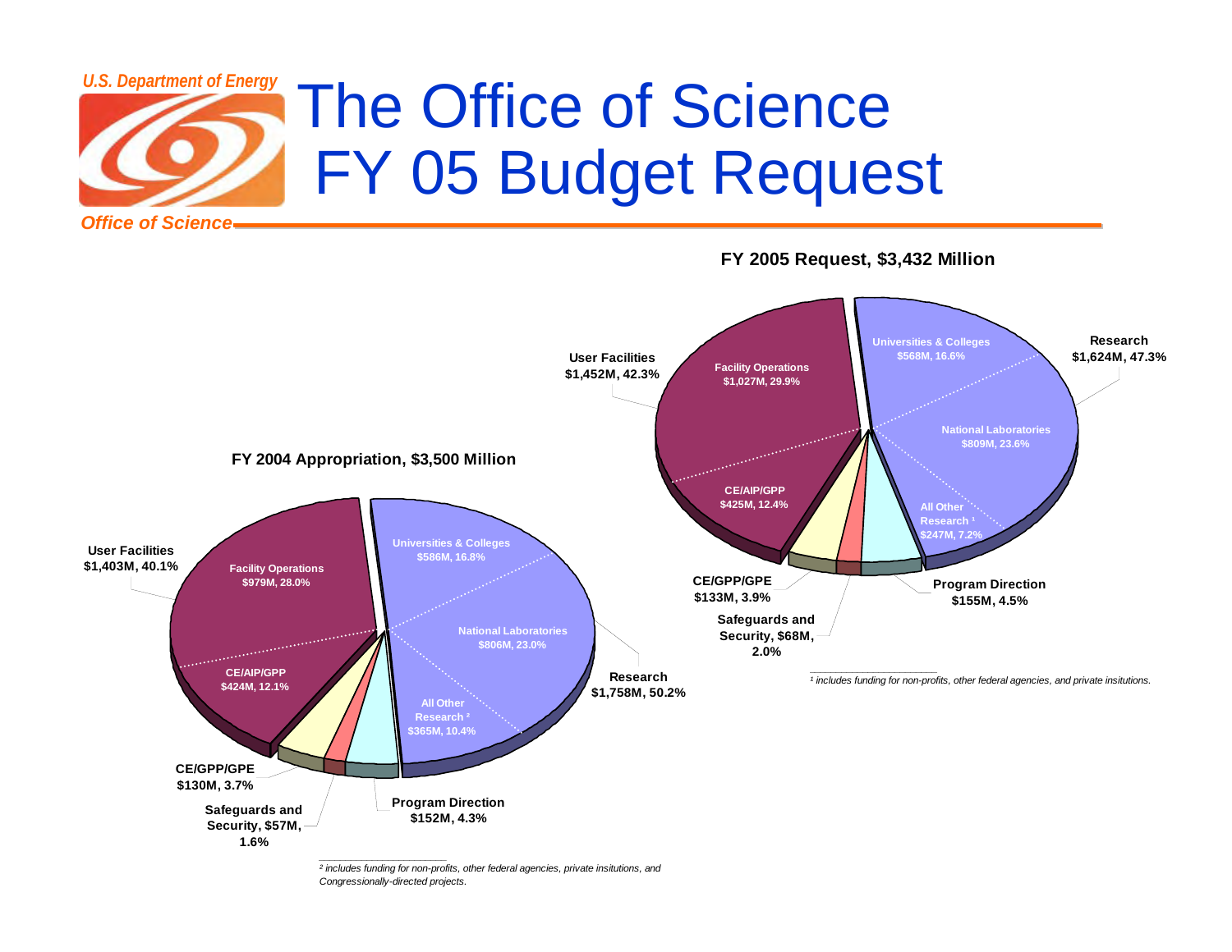# The Office of Science FY 05 Budget Request

U.S. Department of Energy — Office of Science

**FY 2005 Request, $3,432 Million**

- User Facilities $1,452M, 42.3%
  - Facility Operations $1,027M, 29.9%
  - CE/AIP/GPP $425M, 12.4%
- Research $1,624M, 47.3%
  - Universities & Colleges $568M, 16.6%
  - National Laboratories $809M, 23.6%
  - All Other Research [1] $247M, 7.2%
- CE/GPP/GPE $133M, 3.9%
- Safeguards and Security, $68M, 2.0%
- Program Direction $155M, 4.5%

[1] includes funding for non-profits, other federal agencies, and private insitutions.

**FY 2004 Appropriation, $3,500 Million**

- User Facilities $1,403M, 40.1%
  - Facility Operations $979M, 28.0%
  - CE/AIP/GPP $424M, 12.1%
- Research $1,758M, 50.2%
  - Universities & Colleges $586M, 16.8%
  - National Laboratories $806M, 23.0%
  - All Other Research [2] $365M, 10.4%
- CE/GPP/GPE $130M, 3.7%
- Safeguards and Security, $57M, 1.6%
- Program Direction $152M, 4.3%

[2] includes funding for non-profits, other federal agencies, private insitutions, and Congressionally-directed projects.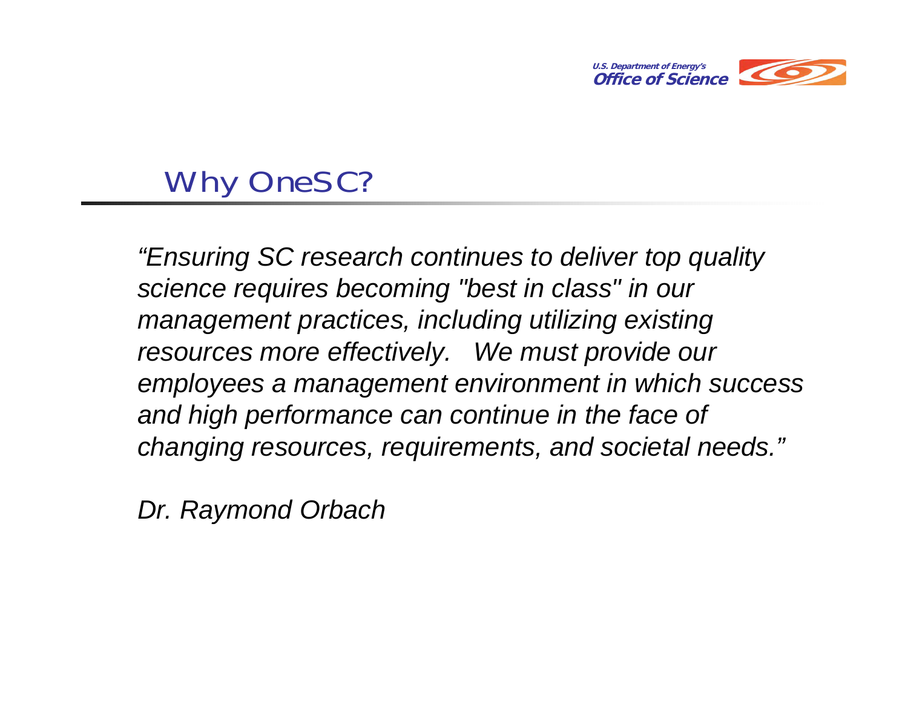# Why OneSC?

*“Ensuring SC research continues to deliver top quality science requires becoming "best in class" in our management practices, including utilizing existing resources more effectively. We must provide our employees a management environment in which success and high performance can continue in the face of changing resources, requirements, and societal needs.”*

*Dr. Raymond Orbach*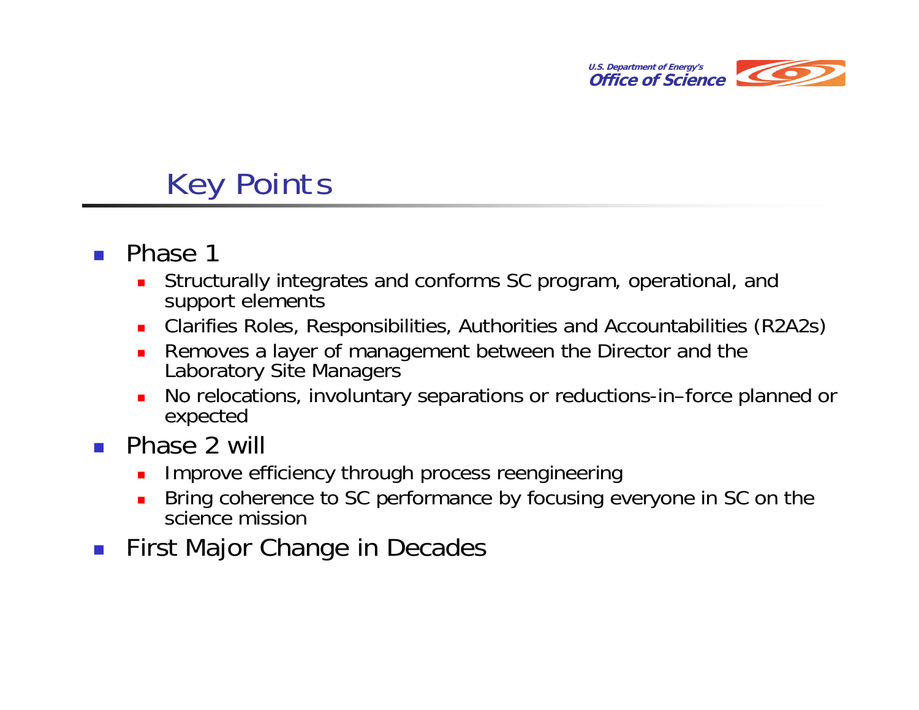## Key Points

- Phase 1
  - Structurally integrates and conforms SC program, operational, and support elements
  - Clarifies Roles, Responsibilities, Authorities and Accountabilities (R2A2s)
  - Removes a layer of management between the Director and the Laboratory Site Managers
  - No relocations, involuntary separations or reductions-in–force planned or expected
- Phase 2 will
  - Improve efficiency through process reengineering
  - Bring coherence to SC performance by focusing everyone in SC on the science mission
- First Major Change in Decades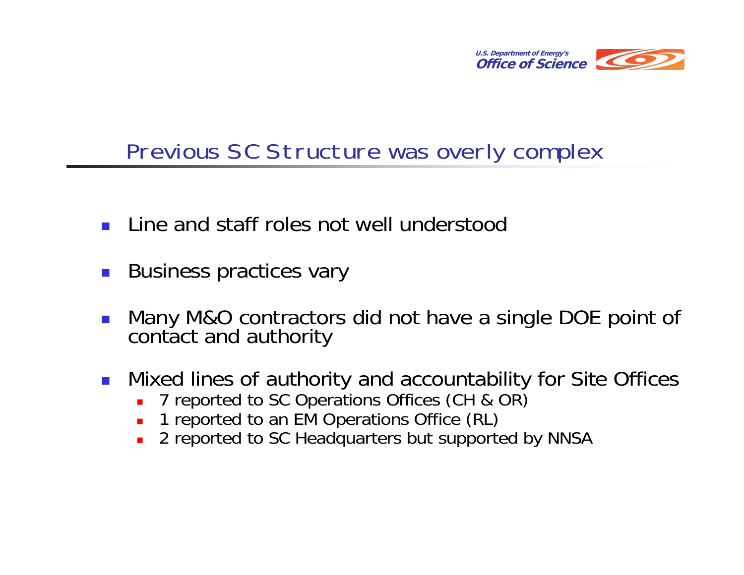## Previous SC Structure was overly complex

- Line and staff roles not well understood
- Business practices vary
- Many M&O contractors did not have a single DOE point of contact and authority
- Mixed lines of authority and accountability for Site Offices
  - 7 reported to SC Operations Offices (CH & OR)
  - 1 reported to an EM Operations Office (RL)
  - 2 reported to SC Headquarters but supported by NNSA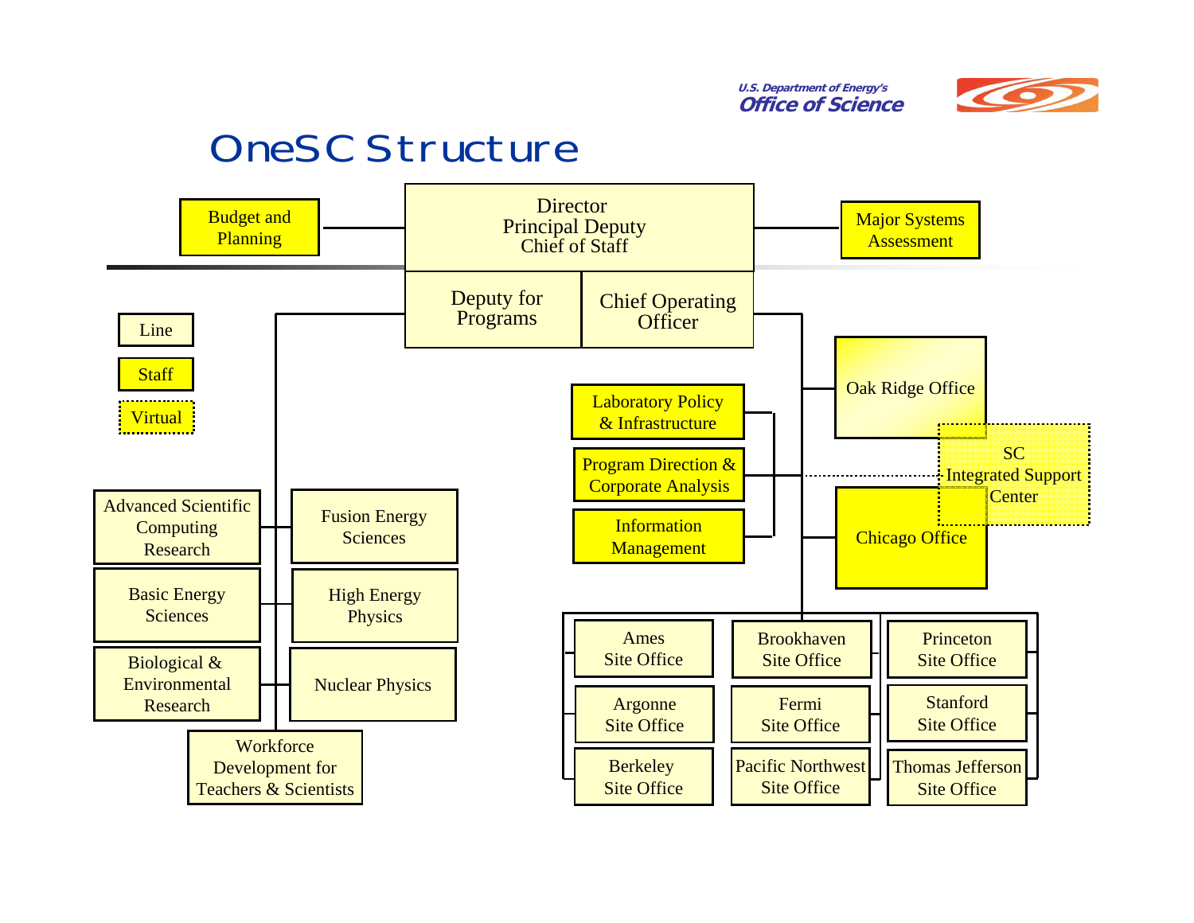U.S. Department of Energy's
Office of Science

# OneSC Structure

Budget and Planning

Director
Principal Deputy
Chief of Staff

Major Systems Assessment

Deputy for Programs

Chief Operating Officer

Line

Staff

Virtual

Oak Ridge Office

Laboratory Policy & Infrastructure

Program Direction & Corporate Analysis

SC Integrated Support Center

Information Management

Chicago Office

Advanced Scientific Computing Research

Fusion Energy Sciences

Basic Energy Sciences

High Energy Physics

Biological & Environmental Research

Nuclear Physics

Workforce Development for Teachers & Scientists

Ames Site Office

Brookhaven Site Office

Princeton Site Office

Argonne Site Office

Fermi Site Office

Stanford Site Office

Berkeley Site Office

Pacific Northwest Site Office

Thomas Jefferson Site Office